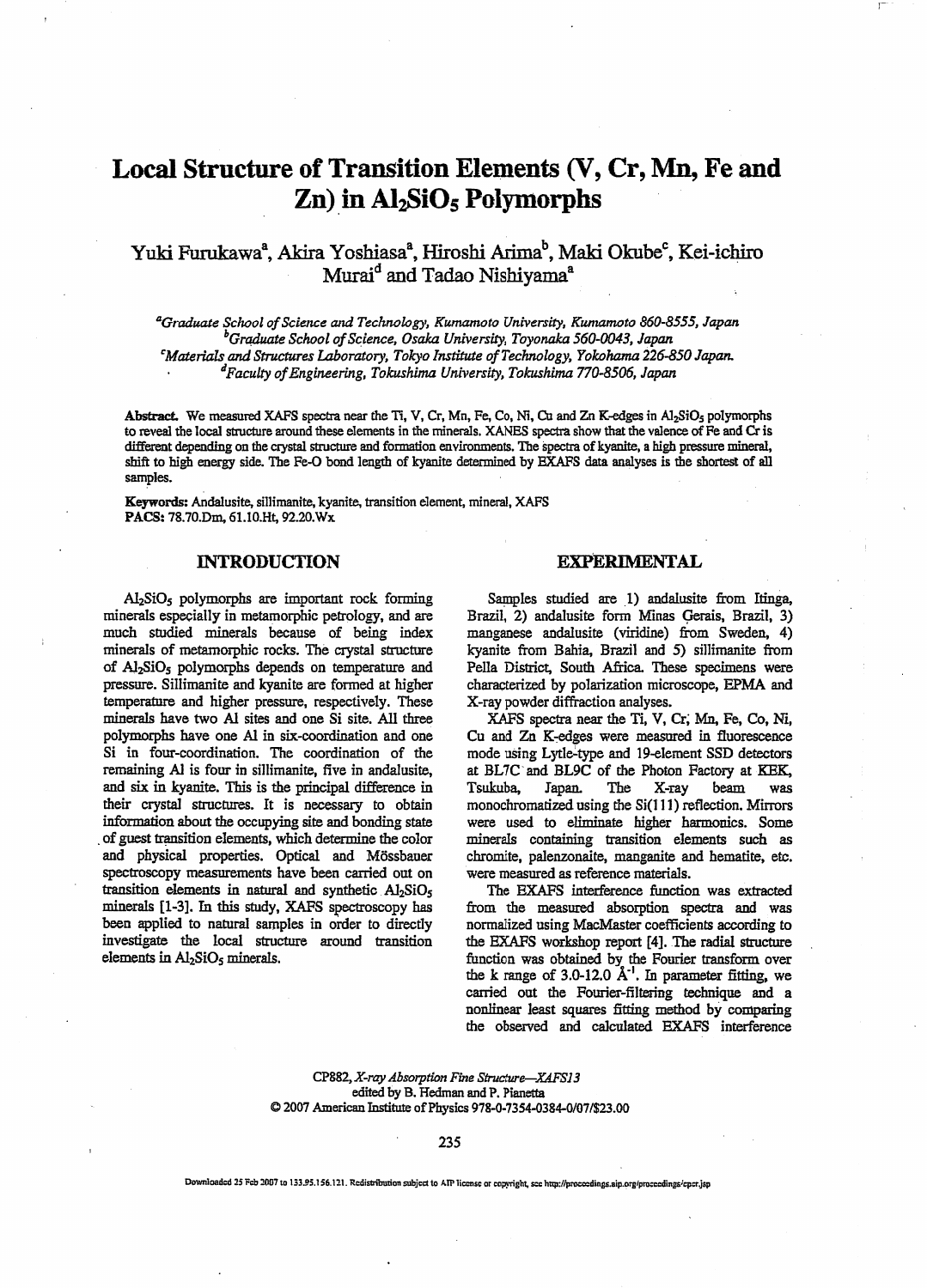# Local Structure of Transition Elements (V, Cr, Mn, Fe and Zn) in $Al_2SiO_5$ Polymorphs

Yuki Furukawa[a], Akira Yoshiasa[a], Hiroshi Arima[b], Maki Okube[c], Kei-ichiro Murai[d] and Tadao Nishiyama[a]

[a]*Graduate School of Science and Technology, Kumamoto University, Kumamoto 860-8555, Japan*
[b]*Graduate School of Science, Osaka University, Toyonaka 560-0043, Japan*
[c]*Materials and Structures Laboratory, Tokyo Institute of Technology, Yokohama 226-850 Japan.*
[d]*Faculty of Engineering, Tokushima University, Tokushima 770-8506, Japan*

**Abstract.** We measured XAFS spectra near the Ti, V, Cr, Mn, Fe, Co, Ni, Cu and Zn K-edges in $Al_2SiO_5$ polymorphs to reveal the local structure around these elements in the minerals. XANES spectra show that the valence of Fe and Cr is different depending on the crystal structure and formation environments. The spectra of kyanite, a high pressure mineral, shift to high energy side. The Fe-O bond length of kyanite determined by EXAFS data analyses is the shortest of all samples.

**Keywords:** Andalusite, sillimanite, kyanite, transition element, mineral, XAFS
**PACS:** 78.70.Dm, 61.10.Ht, 92.20.Wx

## INTRODUCTION

$Al_2SiO_5$ polymorphs are important rock forming minerals especially in metamorphic petrology, and are much studied minerals because of being index minerals of metamorphic rocks. The crystal structure of $Al_2SiO_5$ polymorphs depends on temperature and pressure. Sillimanite and kyanite are formed at higher temperature and higher pressure, respectively. These minerals have two Al sites and one Si site. All three polymorphs have one Al in six-coordination and one Si in four-coordination. The coordination of the remaining Al is four in sillimanite, five in andalusite, and six in kyanite. This is the principal difference in their crystal structures. It is necessary to obtain information about the occupying site and bonding state of guest transition elements, which determine the color and physical properties. Optical and Mössbauer spectroscopy measurements have been carried out on transition elements in natural and synthetic $Al_2SiO_5$ minerals [1-3]. In this study, XAFS spectroscopy has been applied to natural samples in order to directly investigate the local structure around transition elements in $Al_2SiO_5$ minerals.

## EXPERIMENTAL

Samples studied are 1) andalusite from Itinga, Brazil, 2) andalusite form Minas Gerais, Brazil, 3) manganese andalusite (viridine) from Sweden, 4) kyanite from Bahia, Brazil and 5) sillimanite from Pella District, South Africa. These specimens were characterized by polarization microscope, EPMA and X-ray powder diffraction analyses.

XAFS spectra near the Ti, V, Cr, Mn, Fe, Co, Ni, Cu and Zn K-edges were measured in fluorescence mode using Lytle-type and 19-element SSD detectors at BL7C and BL9C of the Photon Factory at KEK, Tsukuba, Japan. The X-ray beam was monochromatized using the Si(111) reflection. Mirrors were used to eliminate higher harmonics. Some minerals containing transition elements such as chromite, palenzonaite, manganite and hematite, etc. were measured as reference materials.

The EXAFS interference function was extracted from the measured absorption spectra and was normalized using MacMaster coefficients according to the EXAFS workshop report [4]. The radial structure function was obtained by the Fourier transform over the k range of 3.0-12.0 $Å^{-1}$. In parameter fitting, we carried out the Fourier-filtering technique and a nonlinear least squares fitting method by comparing the observed and calculated EXAFS interference

CP882, *X-ray Absorption Fine Structure—XAFS13*
edited by B. Hedman and P. Pianetta
© 2007 American Institute of Physics 978-0-7354-0384-0/07/$23.00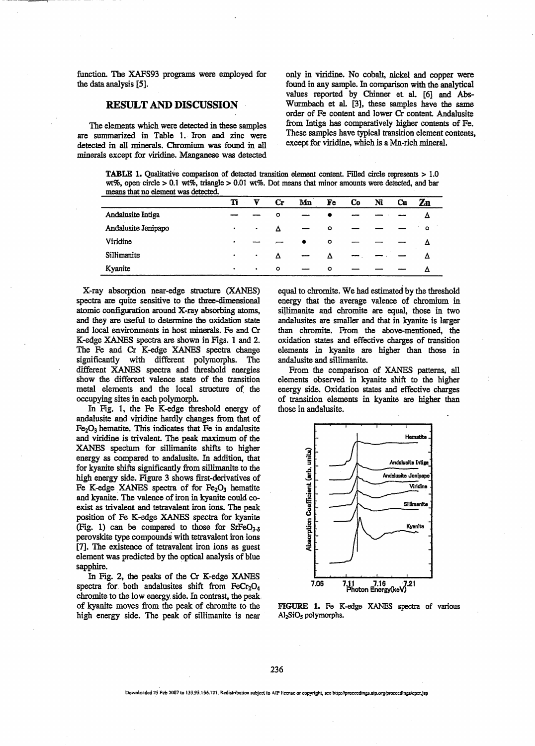function. The XAFS93 programs were employed for the data analysis [5].

## RESULT AND DISCUSSION

The elements which were detected in these samples are summarized in Table 1. Iron and zinc were detected in all minerals. Chromium was found in all minerals except for viridine. Manganese was detected only in viridine. No cobalt, nickel and copper were found in any sample. In comparison with the analytical values reported by Chinner et al. [6] and Abs-Wurmbach et al. [3], these samples have the same order of Fe content and lower Cr content. Andalusite from Intiga has comparatively higher contents of Fe. These samples have typical transition element contents, except for viridine, which is a Mn-rich mineral.

**TABLE 1.** Qualitative comparison of detected transition element content. Filled circle represents > 1.0 wt%, open circle > 0.1 wt%, triangle > 0.01 wt%. Dot means that minor amounts were detected, and bar means that no element was detected.

| | Ti | V | Cr | Mn | Fe | Co | Ni | Cu | Zn |
|---|---|---|---|---|---|---|---|---|---|
| Andalusite Intiga | — | — | ○ | — | ● | — | — | — | Δ |
| Andalusite Jenipapo | · | · | Δ | — | ○ | — | — | — | ○ |
| Viridine | · | — | — | ● | ○ | — | — | — | Δ |
| Sillimanite | · | · | Δ | — | Δ | — | — | — | Δ |
| Kyanite | · | · | ○ | — | ○ | — | — | — | Δ |

X-ray absorption near-edge structure (XANES) spectra are quite sensitive to the three-dimensional atomic configuration around X-ray absorbing atoms, and they are useful to determine the oxidation state and local environments in host minerals. Fe and Cr K-edge XANES spectra are shown in Figs. 1 and 2. The Fe and Cr K-edge XANES spectra change significantly with different polymorphs. The different XANES spectra and threshold energies show the different valence state of the transition metal elements and the local structure of the occupying sites in each polymorph.

In Fig. 1, the Fe K-edge threshold energy of andalusite and viridine hardly changes from that of $Fe_2O_3$ hematite. This indicates that Fe in andalusite and viridine is trivalent. The peak maximum of the XANES spectum for sillimanite shifts to higher energy as compared to andalusite. In addition, that for kyanite shifts significantly from sillimanite to the high energy side. Figure 3 shows first-derivatives of Fe K-edge XANES spectra of for $Fe_2O_3$ hematite and kyanite. The valence of iron in kyanite could co-exist as trivalent and tetravalent iron ions. The peak position of Fe K-edge XANES spectra for kyanite (Fig. 1) can be compared to those for $SrFeO_{3-\delta}$ perovskite type compounds with tetravalent iron ions [7]. The existence of tetravalent iron ions as guest element was predicted by the optical analysis of blue sapphire.

In Fig. 2, the peaks of the Cr K-edge XANES spectra for both andalusites shift from $FeCr_2O_4$ chromite to the low energy side. In contrast, the peak of kyanite moves from the peak of chromite to the high energy side. The peak of sillimanite is near equal to chromite. We had estimated by the threshold energy that the average valence of chromium in sillimanite and chromite are equal, those in two andalusites are smaller and that in kyanite is larger than chromite. From the above-mentioned, the oxidation states and effective charges of transition elements in kyanite are higher than those in andalusite and sillimanite.

From the comparison of XANES patterns, all elements observed in kyanite shift to the higher energy side. Oxidation states and effective charges of transition elements in kyanite are higher than those in andalusite.

**FIGURE 1.** Fe K-edge XANES spectra of various $Al_2SiO_5$ polymorphs.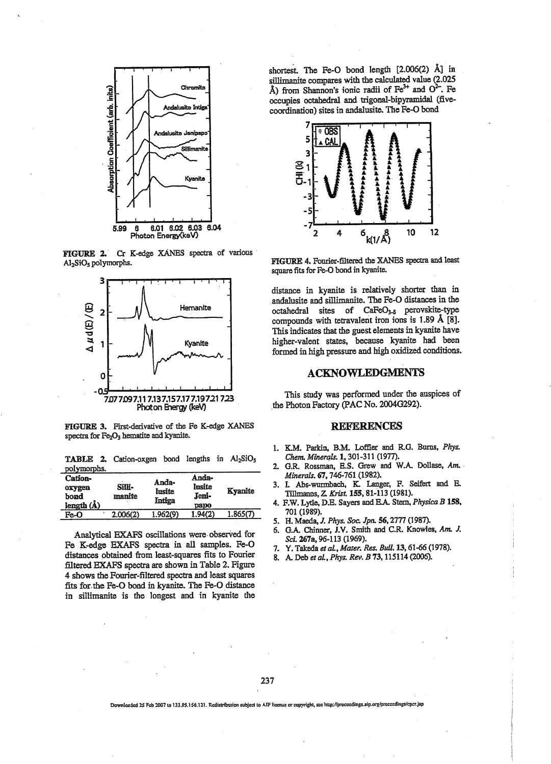Chromite
Andalusite Intiga
Andalusite Jenipapo
Sillimanite
Kyanite
Absorption Coefficient (arb. inits)
5.99 6 6.01 6.02 6.03 6.04
Photon Energy(keV)

**FIGURE 2.** Cr K-edge XANES spectra of various $Al_2SiO_5$ polymorphs.

Hemanite
Kyanite
$\Delta\,\mu d(E)/(E)$
3 2 1 0 -0.5
7.07 7.09 7.11 7.13 7.15 7.17 7.19 7.21 7.23
Photon Energy (keV)

**FIGURE 3.** First-derivative of the Fe K-edge XANES spectra for $Fe_2O_3$ hematite and kyanite.

**TABLE 2.** Cation-oxgen bond lengths in $Al_2SiO_5$ polymorphs.

| Cation-oxygen bond length (Å) | Sillimanite | Andalusite Intiga | Andalusite Jenipapo | Kyanite |
|---|---|---|---|---|
| Fe-O | 2.006(2) | 1.962(9) | 1.94(2) | 1.865(7) |

Analytical EXAFS oscillations were observed for Fe K-edge EXAFS spectra in all samples. Fe-O distances obtained from least-squares fits to Fourier filtered EXAFS spectra are shown in Table 2. Figure 4 shows the Fourier-filtered spectra and least squares fits for the Fe-O bond in kyanite. The Fe-O distance in sillimanite is the longest and in kyanite the shortest. The Fe-O bond length [2.006(2) Å] in sillimanite compares with the calculated value (2.025 Å) from Shannon's ionic radii of $Fe^{3+}$ and $O^{2-}$. Fe occupies octahedral and trigonal-bipyramidal (five-coordination) sites in andalusite. The Fe-O bond

OBS
CAL
CHI (k)
7 5 3 1 -1 -3 -5 -7
2 4 6 8 10 12
k(1/Å)

**FIGURE 4.** Fourier-filtered the XANES spectra and least square fits for Fe-O bond in kyanite.

distance in kyanite is relatively shorter than in andalusite and sillimanite. The Fe-O distances in the octahedral sites of $CaFeO_{3-\delta}$ perovskite-type compounds with tetravalent iron ions is 1.89 Å [8]. This indicates that the guest elements in kyanite have higher-valent states, because kyanite had been formed in high pressure and high oxidized conditions.

## ACKNOWLEDGMENTS

This study was performed under the auspices of the Photon Factory (PAC No. 2004G292).

## REFERENCES

1. K.M. Parkin, B.M. Loffler and R.G. Burns, *Phys. Chem. Minerals.* **1**, 301-311 (1977).
2. G.R. Rossman, E.S. Grew and W.A. Dollase, *Am. Minerals.* **67**, 746-761 (1982).
3. I. Abs-wurmbach, K. Langer, F. Seifert and E. Tillmanns, *Z. Krist.* **155**, 81-113 (1981).
4. F.W. Lytle, D.E. Sayers and E.A. Stern, *Physica B* **158**, 701 (1989).
5. H. Maeda, *J. Phys. Soc. Jpn.* **56**, 2777 (1987).
6. G.A. Chinner, J.V. Smith and C.R. Knowles, *Am. J. Sci.* **267a**, 96-113 (1969).
7. Y. Takeda *et al.*, *Mater. Res. Bull.* **13**, 61-66 (1978).
8. A. Deb *et al.*, *Phys. Rev. B* **73**, 115114 (2006).